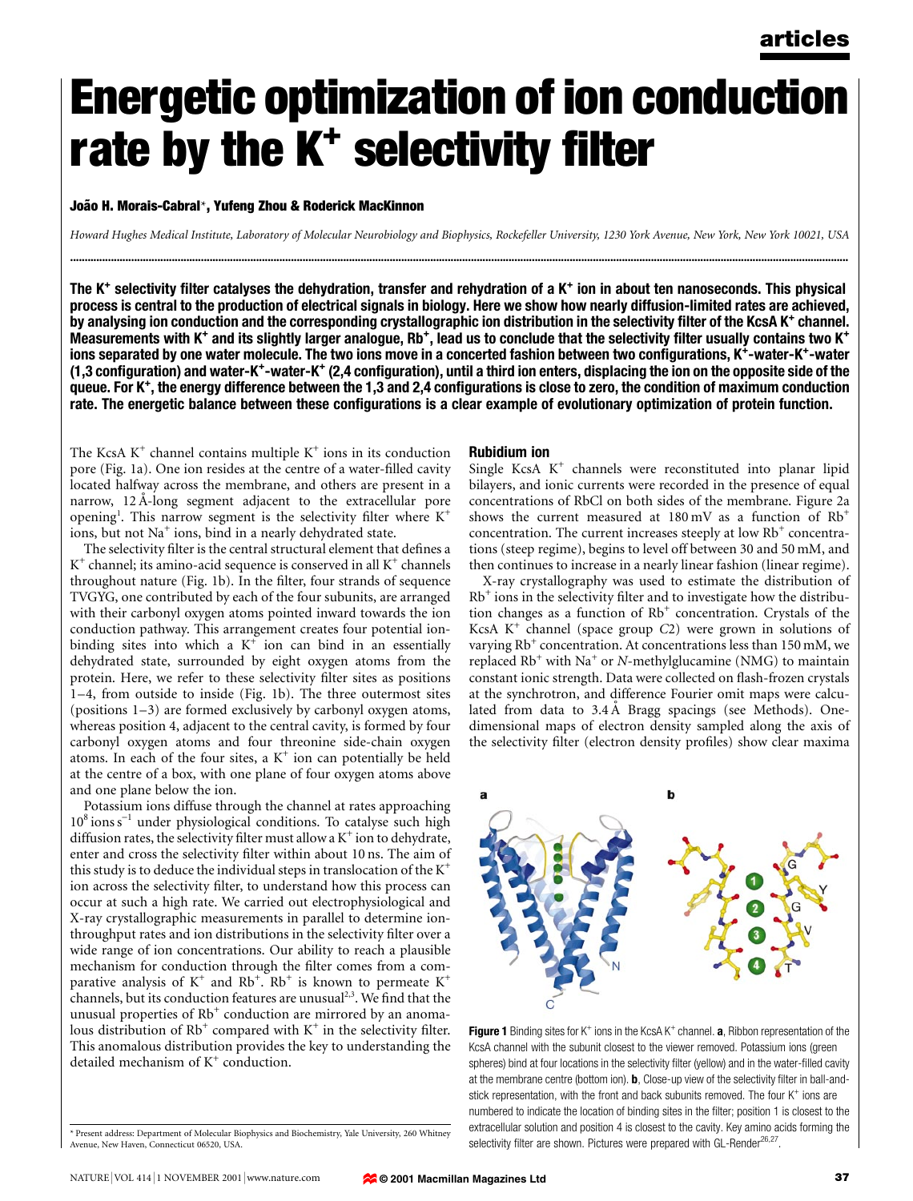# Energetic optimization of ion conduction rate by the K$^+$ selectivity filter

**João H. Morais-Cabral*, Yufeng Zhou & Roderick MacKinnon**

*Howard Hughes Medical Institute, Laboratory of Molecular Neurobiology and Biophysics, Rockefeller University, 1230 York Avenue, New York, New York 10021, USA*

**The K$^+$ selectivity filter catalyses the dehydration, transfer and rehydration of a K$^+$ ion in about ten nanoseconds. This physical process is central to the production of electrical signals in biology. Here we show how nearly diffusion-limited rates are achieved, by analysing ion conduction and the corresponding crystallographic ion distribution in the selectivity filter of the KcsA K$^+$ channel. Measurements with K$^+$ and its slightly larger analogue, Rb$^+$, lead us to conclude that the selectivity filter usually contains two K$^+$ ions separated by one water molecule. The two ions move in a concerted fashion between two configurations, K$^+$-water-K$^+$-water (1,3 configuration) and water-K$^+$-water-K$^+$ (2,4 configuration), until a third ion enters, displacing the ion on the opposite side of the queue. For K$^+$, the energy difference between the 1,3 and 2,4 configurations is close to zero, the condition of maximum conduction rate. The energetic balance between these configurations is a clear example of evolutionary optimization of protein function.**

The KcsA K$^+$ channel contains multiple K$^+$ ions in its conduction pore (Fig. 1a). One ion resides at the centre of a water-filled cavity located halfway across the membrane, and others are present in a narrow, 12 Å-long segment adjacent to the extracellular pore opening[1]. This narrow segment is the selectivity filter where K$^+$ ions, but not Na$^+$ ions, bind in a nearly dehydrated state.

The selectivity filter is the central structural element that defines a K$^+$ channel; its amino-acid sequence is conserved in all K$^+$ channels throughout nature (Fig. 1b). In the filter, four strands of sequence TVGYG, one contributed by each of the four subunits, are arranged with their carbonyl oxygen atoms pointed inward towards the ion conduction pathway. This arrangement creates four potential ion-binding sites into which a K$^+$ ion can bind in an essentially dehydrated state, surrounded by eight oxygen atoms from the protein. Here, we refer to these selectivity filter sites as positions 1–4, from outside to inside (Fig. 1b). The three outermost sites (positions 1–3) are formed exclusively by carbonyl oxygen atoms, whereas position 4, adjacent to the central cavity, is formed by four carbonyl oxygen atoms and four threonine side-chain oxygen atoms. In each of the four sites, a K$^+$ ion can potentially be held at the centre of a box, with one plane of four oxygen atoms above and one plane below the ion.

Potassium ions diffuse through the channel at rates approaching $10^8$ ions s$^{-1}$ under physiological conditions. To catalyse such high diffusion rates, the selectivity filter must allow a K$^+$ ion to dehydrate, enter and cross the selectivity filter within about 10 ns. The aim of this study is to deduce the individual steps in translocation of the K$^+$ ion across the selectivity filter, to understand how this process can occur at such a high rate. We carried out electrophysiological and X-ray crystallographic measurements in parallel to determine ion-throughput rates and ion distributions in the selectivity filter over a wide range of ion concentrations. Our ability to reach a plausible mechanism for conduction through the filter comes from a comparative analysis of K$^+$ and Rb$^+$. Rb$^+$ is known to permeate K$^+$ channels, but its conduction features are unusual[2,3]. We find that the unusual properties of Rb$^+$ conduction are mirrored by an anomalous distribution of Rb$^+$ compared with K$^+$ in the selectivity filter. This anomalous distribution provides the key to understanding the detailed mechanism of K$^+$ conduction.

## Rubidium ion

Single KcsA K$^+$ channels were reconstituted into planar lipid bilayers, and ionic currents were recorded in the presence of equal concentrations of RbCl on both sides of the membrane. Figure 2a shows the current measured at 180 mV as a function of Rb$^+$ concentration. The current increases steeply at low Rb$^+$ concentrations (steep regime), begins to level off between 30 and 50 mM, and then continues to increase in a nearly linear fashion (linear regime).

X-ray crystallography was used to estimate the distribution of Rb$^+$ ions in the selectivity filter and to investigate how the distribution changes as a function of Rb$^+$ concentration. Crystals of the KcsA K$^+$ channel (space group $C2$) were grown in solutions of varying Rb$^+$ concentration. At concentrations less than 150 mM, we replaced Rb$^+$ with Na$^+$ or $N$-methylglucamine (NMG) to maintain constant ionic strength. Data were collected on flash-frozen crystals at the synchrotron, and difference Fourier omit maps were calculated from data to 3.4 Å Bragg spacings (see Methods). One-dimensional maps of electron density sampled along the axis of the selectivity filter (electron density profiles) show clear maxima

**Figure 1** Binding sites for K$^+$ ions in the KcsA K$^+$ channel. **a**, Ribbon representation of the KcsA channel with the subunit closest to the viewer removed. Potassium ions (green spheres) bind at four locations in the selectivity filter (yellow) and in the water-filled cavity at the membrane centre (bottom ion). **b**, Close-up view of the selectivity filter in ball-and-stick representation, with the front and back subunits removed. The four K$^+$ ions are numbered to indicate the location of binding sites in the filter; position 1 is closest to the extracellular solution and position 4 is closest to the cavity. Key amino acids forming the selectivity filter are shown. Pictures were prepared with GL-Render[26,27].

* Present address: Department of Molecular Biophysics and Biochemistry, Yale University, 260 Whitney Avenue, New Haven, Connecticut 06520, USA.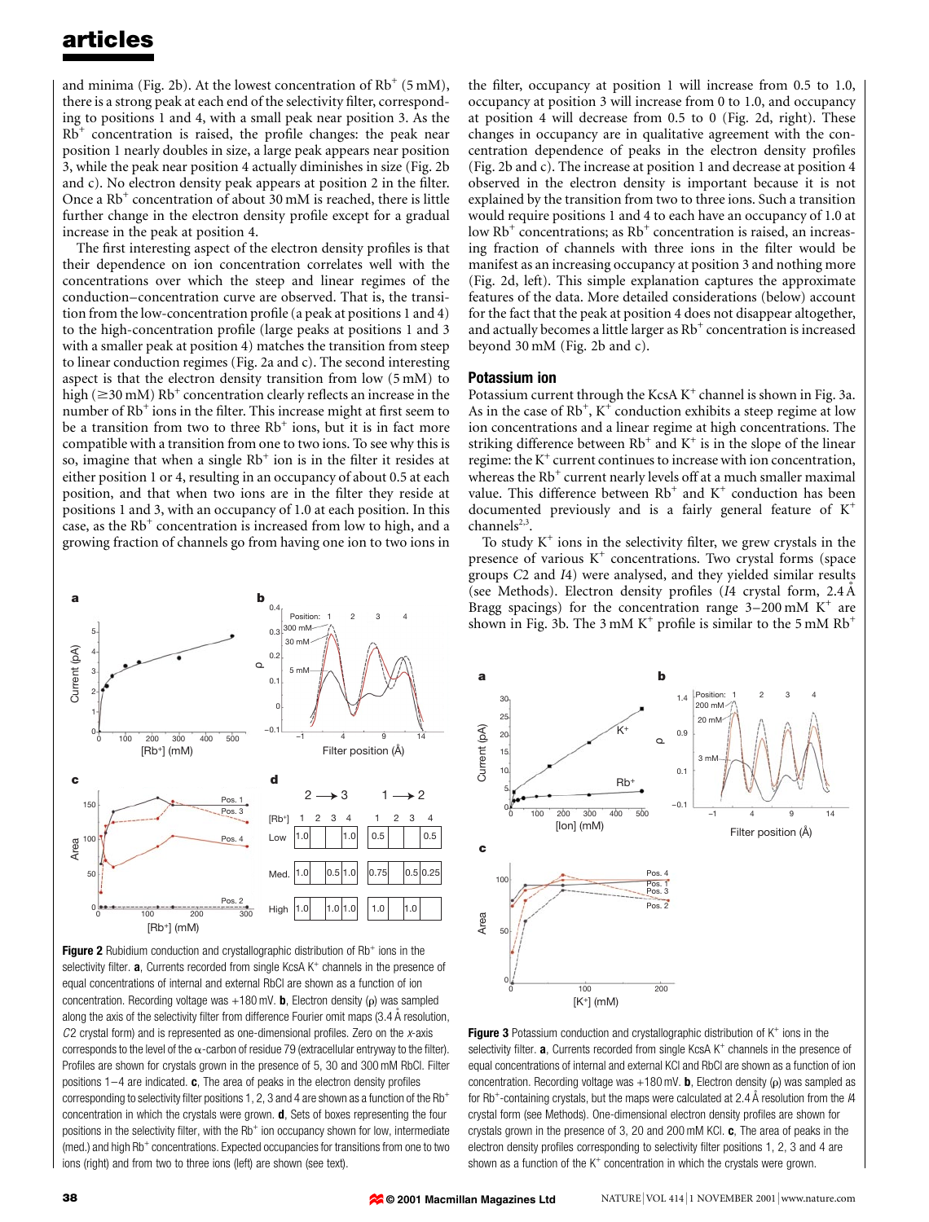and minima (Fig. 2b). At the lowest concentration of $Rb^+$ (5 mM), there is a strong peak at each end of the selectivity filter, corresponding to positions 1 and 4, with a small peak near position 3. As the $Rb^+$ concentration is raised, the profile changes: the peak near position 1 nearly doubles in size, a large peak appears near position 3, while the peak near position 4 actually diminishes in size (Fig. 2b and c). No electron density peak appears at position 2 in the filter. Once a $Rb^+$ concentration of about 30 mM is reached, there is little further change in the electron density profile except for a gradual increase in the peak at position 4.

The first interesting aspect of the electron density profiles is that their dependence on ion concentration correlates well with the concentrations over which the steep and linear regimes of the conduction–concentration curve are observed. That is, the transition from the low-concentration profile (a peak at positions 1 and 4) to the high-concentration profile (large peaks at positions 1 and 3 with a smaller peak at position 4) matches the transition from steep to linear conduction regimes (Fig. 2a and c). The second interesting aspect is that the electron density transition from low (5 mM) to high (≥30 mM) $Rb^+$ concentration clearly reflects an increase in the number of $Rb^+$ ions in the filter. This increase might at first seem to be a transition from two to three $Rb^+$ ions, but it is in fact more compatible with a transition from one to two ions. To see why this is so, imagine that when a single $Rb^+$ ion is in the filter it resides at either position 1 or 4, resulting in an occupancy of about 0.5 at each position, and that when two ions are in the filter they reside at positions 1 and 3, with an occupancy of 1.0 at each position. In this case, as the $Rb^+$ concentration is increased from low to high, and a growing fraction of channels go from having one ion to two ions in the filter, occupancy at position 1 will increase from 0.5 to 1.0, occupancy at position 3 will increase from 0 to 1.0, and occupancy at position 4 will decrease from 0.5 to 0 (Fig. 2d, right). These changes in occupancy are in qualitative agreement with the concentration dependence of peaks in the electron density profiles (Fig. 2b and c). The increase at position 1 and decrease at position 4 observed in the electron density is important because it is not explained by the transition from two to three ions. Such a transition would require positions 1 and 4 to each have an occupancy of 1.0 at low $Rb^+$ concentrations; as $Rb^+$ concentration is raised, an increasing fraction of channels with three ions in the filter would be manifest as an increasing occupancy at position 3 and nothing more (Fig. 2d, left). This simple explanation captures the approximate features of the data. More detailed considerations (below) account for the fact that the peak at position 4 does not disappear altogether, and actually becomes a little larger as $Rb^+$ concentration is increased beyond 30 mM (Fig. 2b and c).

**Figure 2** Rubidium conduction and crystallographic distribution of $Rb^+$ ions in the selectivity filter. **a**, Currents recorded from single KcsA $K^+$ channels in the presence of equal concentrations of internal and external RbCl are shown as a function of ion concentration. Recording voltage was +180 mV. **b**, Electron density (ρ) was sampled along the axis of the selectivity filter from difference Fourier omit maps (3.4 Å resolution, *C*2 crystal form) and is represented as one-dimensional profiles. Zero on the *x*-axis corresponds to the level of the α-carbon of residue 79 (extracellular entryway to the filter). Profiles are shown for crystals grown in the presence of 5, 30 and 300 mM RbCl. Filter positions 1–4 are indicated. **c**, The area of peaks in the electron density profiles corresponding to selectivity filter positions 1, 2, 3 and 4 are shown as a function of the $Rb^+$ concentration in which the crystals were grown. **d**, Sets of boxes representing the four positions in the selectivity filter, with the $Rb^+$ ion occupancy shown for low, intermediate (med.) and high $Rb^+$ concentrations. Expected occupancies for transitions from one to two ions (right) and from two to three ions (left) are shown (see text).

## Potassium ion

Potassium current through the KcsA $K^+$ channel is shown in Fig. 3a. As in the case of $Rb^+$, $K^+$ conduction exhibits a steep regime at low ion concentrations and a linear regime at high concentrations. The striking difference between $Rb^+$ and $K^+$ is in the slope of the linear regime: the $K^+$ current continues to increase with ion concentration, whereas the $Rb^+$ current nearly levels off at a much smaller maximal value. This difference between $Rb^+$ and $K^+$ conduction has been documented previously and is a fairly general feature of $K^+$ channels[2,3].

To study $K^+$ ions in the selectivity filter, we grew crystals in the presence of various $K^+$ concentrations. Two crystal forms (space groups *C*2 and *I*4) were analysed, and they yielded similar results (see Methods). Electron density profiles (*I*4 crystal form, 2.4 Å Bragg spacings) for the concentration range 3–200 mM $K^+$ are shown in Fig. 3b. The 3 mM $K^+$ profile is similar to the 5 mM $Rb^+$

**Figure 3** Potassium conduction and crystallographic distribution of $K^+$ ions in the selectivity filter. **a**, Currents recorded from single KcsA $K^+$ channels in the presence of equal concentrations of internal and external KCl and RbCl are shown as a function of ion concentration. Recording voltage was +180 mV. **b**, Electron density (ρ) was sampled as for $Rb^+$-containing crystals, but the maps were calculated at 2.4 Å resolution from the *I*4 crystal form (see Methods). One-dimensional electron density profiles are shown for crystals grown in the presence of 3, 20 and 200 mM KCl. **c**, The area of peaks in the electron density profiles corresponding to selectivity filter positions 1, 2, 3 and 4 are shown as a function of the $K^+$ concentration in which the crystals were grown.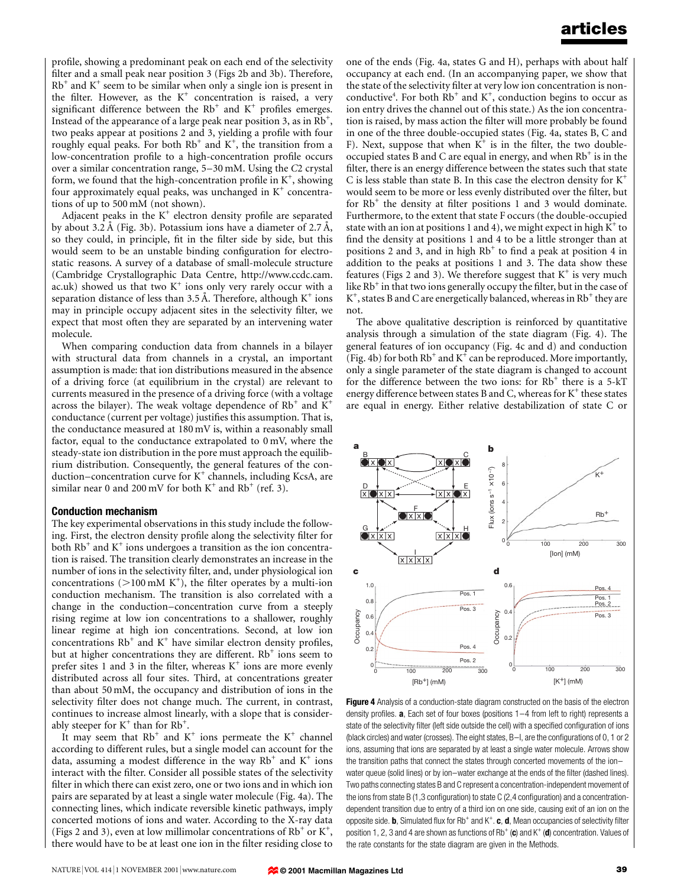profile, showing a predominant peak on each end of the selectivity filter and a small peak near position 3 (Figs 2b and 3b). Therefore, $Rb^+$ and $K^+$ seem to be similar when only a single ion is present in the filter. However, as the $K^+$ concentration is raised, a very significant difference between the $Rb^+$ and $K^+$ profiles emerges. Instead of the appearance of a large peak near position 3, as in $Rb^+$, two peaks appear at positions 2 and 3, yielding a profile with four roughly equal peaks. For both $Rb^+$ and $K^+$, the transition from a low-concentration profile to a high-concentration profile occurs over a similar concentration range, 5–30 mM. Using the *C*2 crystal form, we found that the high-concentration profile in $K^+$, showing four approximately equal peaks, was unchanged in $K^+$ concentrations of up to 500 mM (not shown).

Adjacent peaks in the $K^+$ electron density profile are separated by about 3.2 Å (Fig. 3b). Potassium ions have a diameter of 2.7 Å, so they could, in principle, fit in the filter side by side, but this would seem to be an unstable binding configuration for electrostatic reasons. A survey of a database of small-molecule structure (Cambridge Crystallographic Data Centre, http://www.ccdc.cam.ac.uk) showed us that two $K^+$ ions only very rarely occur with a separation distance of less than 3.5 Å. Therefore, although $K^+$ ions may in principle occupy adjacent sites in the selectivity filter, we expect that most often they are separated by an intervening water molecule.

When comparing conduction data from channels in a bilayer with structural data from channels in a crystal, an important assumption is made: that ion distributions measured in the absence of a driving force (at equilibrium in the crystal) are relevant to currents measured in the presence of a driving force (with a voltage across the bilayer). The weak voltage dependence of $Rb^+$ and $K^+$ conductance (current per voltage) justifies this assumption. That is, the conductance measured at 180 mV is, within a reasonably small factor, equal to the conductance extrapolated to 0 mV, where the steady-state ion distribution in the pore must approach the equilibrium distribution. Consequently, the general features of the conduction–concentration curve for $K^+$ channels, including KcsA, are similar near 0 and 200 mV for both $K^+$ and $Rb^+$ (ref. 3).

## Conduction mechanism

The key experimental observations in this study include the following. First, the electron density profile along the selectivity filter for both $Rb^+$ and $K^+$ ions undergoes a transition as the ion concentration is raised. The transition clearly demonstrates an increase in the number of ions in the selectivity filter, and, under physiological ion concentrations (>100 mM $K^+$), the filter operates by a multi-ion conduction mechanism. The transition is also correlated with a change in the conduction–concentration curve from a steeply rising regime at low ion concentrations to a shallower, roughly linear regime at high ion concentrations. Second, at low ion concentrations $Rb^+$ and $K^+$ have similar electron density profiles, but at higher concentrations they are different. $Rb^+$ ions seem to prefer sites 1 and 3 in the filter, whereas $K^+$ ions are more evenly distributed across all four sites. Third, at concentrations greater than about 50 mM, the occupancy and distribution of ions in the selectivity filter does not change much. The current, in contrast, continues to increase almost linearly, with a slope that is considerably steeper for $K^+$ than for $Rb^+$.

It may seem that $Rb^+$ and $K^+$ ions permeate the $K^+$ channel according to different rules, but a single model can account for the data, assuming a modest difference in the way $Rb^+$ and $K^+$ ions interact with the filter. Consider all possible states of the selectivity filter in which there can exist zero, one or two ions and in which ion pairs are separated by at least a single water molecule (Fig. 4a). The connecting lines, which indicate reversible kinetic pathways, imply concerted motions of ions and water. According to the X-ray data (Figs 2 and 3), even at low millimolar concentrations of $Rb^+$ or $K^+$, there would have to be at least one ion in the filter residing close to one of the ends (Fig. 4a, states G and H), perhaps with about half occupancy at each end. (In an accompanying paper, we show that the state of the selectivity filter at very low ion concentration is non-conductive[4]. For both $Rb^+$ and $K^+$, conduction begins to occur as ion entry drives the channel out of this state.) As the ion concentration is raised, by mass action the filter will more probably be found in one of the three double-occupied states (Fig. 4a, states B, C and F). Next, suppose that when $K^+$ is in the filter, the two double-occupied states B and C are equal in energy, and when $Rb^+$ is in the filter, there is an energy difference between the states such that state C is less stable than state B. In this case the electron density for $K^+$ would seem to be more or less evenly distributed over the filter, but for $Rb^+$ the density at filter positions 1 and 3 would dominate. Furthermore, to the extent that state F occurs (the double-occupied state with an ion at positions 1 and 4), we might expect in high $K^+$ to find the density at positions 1 and 4 to be a little stronger than at positions 2 and 3, and in high $Rb^+$ to find a peak at position 4 in addition to the peaks at positions 1 and 3. The data show these features (Figs 2 and 3). We therefore suggest that $K^+$ is very much like $Rb^+$ in that two ions generally occupy the filter, but in the case of $K^+$, states B and C are energetically balanced, whereas in $Rb^+$ they are not.

The above qualitative description is reinforced by quantitative analysis through a simulation of the state diagram (Fig. 4). The general features of ion occupancy (Fig. 4c and d) and conduction (Fig. 4b) for both $Rb^+$ and $K^+$ can be reproduced. More importantly, only a single parameter of the state diagram is changed to account for the difference between the two ions: for $Rb^+$ there is a 5-kT energy difference between states B and C, whereas for $K^+$ these states are equal in energy. Either relative destabilization of state C or

**Figure 4** Analysis of a conduction-state diagram constructed on the basis of the electron density profiles. **a**, Each set of four boxes (positions 1–4 from left to right) represents a state of the selectivity filter (left side outside the cell) with a specified configuration of ions (black circles) and water (crosses). The eight states, B–I, are the configurations of 0, 1 or 2 ions, assuming that ions are separated by at least a single water molecule. Arrows show the transition paths that connect the states through concerted movements of the ion–water queue (solid lines) or by ion–water exchange at the ends of the filter (dashed lines). Two paths connecting states B and C represent a concentration-independent movement of the ions from state B (1,3 configuration) to state C (2,4 configuration) and a concentration-dependent transition due to entry of a third ion on one side, causing exit of an ion on the opposite side. **b**, Simulated flux for $Rb^+$ and $K^+$. **c**, **d**, Mean occupancies of selectivity filter position 1, 2, 3 and 4 are shown as functions of $Rb^+$ (**c**) and $K^+$ (**d**) concentration. Values of the rate constants for the state diagram are given in the Methods.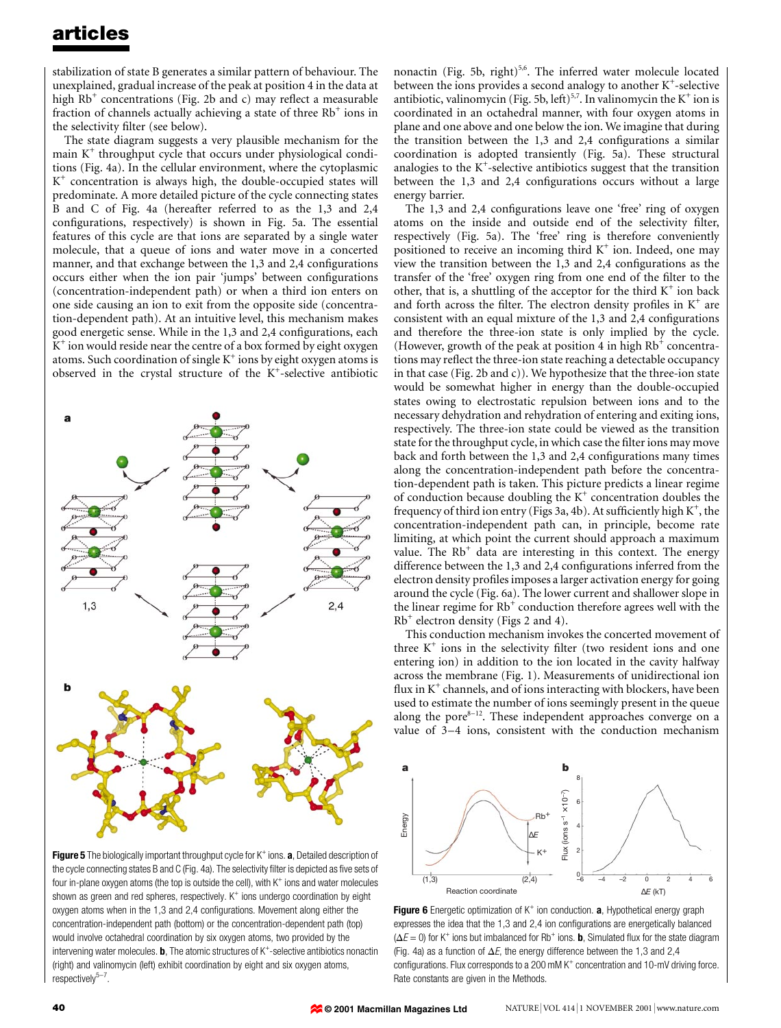stabilization of state B generates a similar pattern of behaviour. The unexplained, gradual increase of the peak at position 4 in the data at high $Rb^+$ concentrations (Fig. 2b and c) may reflect a measurable fraction of channels actually achieving a state of three $Rb^+$ ions in the selectivity filter (see below).

The state diagram suggests a very plausible mechanism for the main $K^+$ throughput cycle that occurs under physiological conditions (Fig. 4a). In the cellular environment, where the cytoplasmic $K^+$ concentration is always high, the double-occupied states will predominate. A more detailed picture of the cycle connecting states B and C of Fig. 4a (hereafter referred to as the 1,3 and 2,4 configurations, respectively) is shown in Fig. 5a. The essential features of this cycle are that ions are separated by a single water molecule, that a queue of ions and water move in a concerted manner, and that exchange between the 1,3 and 2,4 configurations occurs either when the ion pair 'jumps' between configurations (concentration-independent path) or when a third ion enters on one side causing an ion to exit from the opposite side (concentration-dependent path). At an intuitive level, this mechanism makes good energetic sense. While in the 1,3 and 2,4 configurations, each $K^+$ ion would reside near the centre of a box formed by eight oxygen atoms. Such coordination of single $K^+$ ions by eight oxygen atoms is observed in the crystal structure of the $K^+$-selective antibiotic nonactin (Fig. 5b, right)[5,6]. The inferred water molecule located between the ions provides a second analogy to another $K^+$-selective antibiotic, valinomycin (Fig. 5b, left)[5,7]. In valinomycin the $K^+$ ion is coordinated in an octahedral manner, with four oxygen atoms in plane and one above and one below the ion. We imagine that during the transition between the 1,3 and 2,4 configurations a similar coordination is adopted transiently (Fig. 5a). These structural analogies to the $K^+$-selective antibiotics suggest that the transition between the 1,3 and 2,4 configurations occurs without a large energy barrier.

The 1,3 and 2,4 configurations leave one 'free' ring of oxygen atoms on the inside and outside end of the selectivity filter, respectively (Fig. 5a). The 'free' ring is therefore conveniently positioned to receive an incoming third $K^+$ ion. Indeed, one may view the transition between the 1,3 and 2,4 configurations as the transfer of the 'free' oxygen ring from one end of the filter to the other, that is, a shuttling of the acceptor for the third $K^+$ ion back and forth across the filter. The electron density profiles in $K^+$ are consistent with an equal mixture of the 1,3 and 2,4 configurations and therefore the three-ion state is only implied by the cycle. (However, growth of the peak at position 4 in high $Rb^+$ concentrations may reflect the three-ion state reaching a detectable occupancy in that case (Fig. 2b and c)). We hypothesize that the three-ion state would be somewhat higher in energy than the double-occupied states owing to electrostatic repulsion between ions and to the necessary dehydration and rehydration of entering and exiting ions, respectively. The three-ion state could be viewed as the transition state for the throughput cycle, in which case the filter ions may move back and forth between the 1,3 and 2,4 configurations many times along the concentration-independent path before the concentration-dependent path is taken. This picture predicts a linear regime of conduction because doubling the $K^+$ concentration doubles the frequency of third ion entry (Figs 3a, 4b). At sufficiently high $K^+$, the concentration-independent path can, in principle, become rate limiting, at which point the current should approach a maximum value. The $Rb^+$ data are interesting in this context. The energy difference between the 1,3 and 2,4 configurations inferred from the electron density profiles imposes a larger activation energy for going around the cycle (Fig. 6a). The lower current and shallower slope in the linear regime for $Rb^+$ conduction therefore agrees well with the $Rb^+$ electron density (Figs 2 and 4).

This conduction mechanism invokes the concerted movement of three $K^+$ ions in the selectivity filter (two resident ions and one entering ion) in addition to the ion located in the cavity halfway across the membrane (Fig. 1). Measurements of unidirectional ion flux in $K^+$ channels, and of ions interacting with blockers, have been used to estimate the number of ions seemingly present in the queue along the pore[8–12]. These independent approaches converge on a value of 3–4 ions, consistent with the conduction mechanism

**Figure 5** The biologically important throughput cycle for $K^+$ ions. **a**, Detailed description of the cycle connecting states B and C (Fig. 4a). The selectivity filter is depicted as five sets of four in-plane oxygen atoms (the top is outside the cell), with $K^+$ ions and water molecules shown as green and red spheres, respectively. $K^+$ ions undergo coordination by eight oxygen atoms when in the 1,3 and 2,4 configurations. Movement along either the concentration-independent path (bottom) or the concentration-dependent path (top) would involve octahedral coordination by six oxygen atoms, two provided by the intervening water molecules. **b**, The atomic structures of $K^+$-selective antibiotics nonactin (right) and valinomycin (left) exhibit coordination by eight and six oxygen atoms, respectively[5–7].

**Figure 6** Energetic optimization of $K^+$ ion conduction. **a**, Hypothetical energy graph expresses the idea that the 1,3 and 2,4 ion configurations are energetically balanced ($\Delta E = 0$) for $K^+$ ions but imbalanced for $Rb^+$ ions. **b**, Simulated flux for the state diagram (Fig. 4a) as a function of $\Delta E$, the energy difference between the 1,3 and 2,4 configurations. Flux corresponds to a 200 mM $K^+$ concentration and 10-mV driving force. Rate constants are given in the Methods.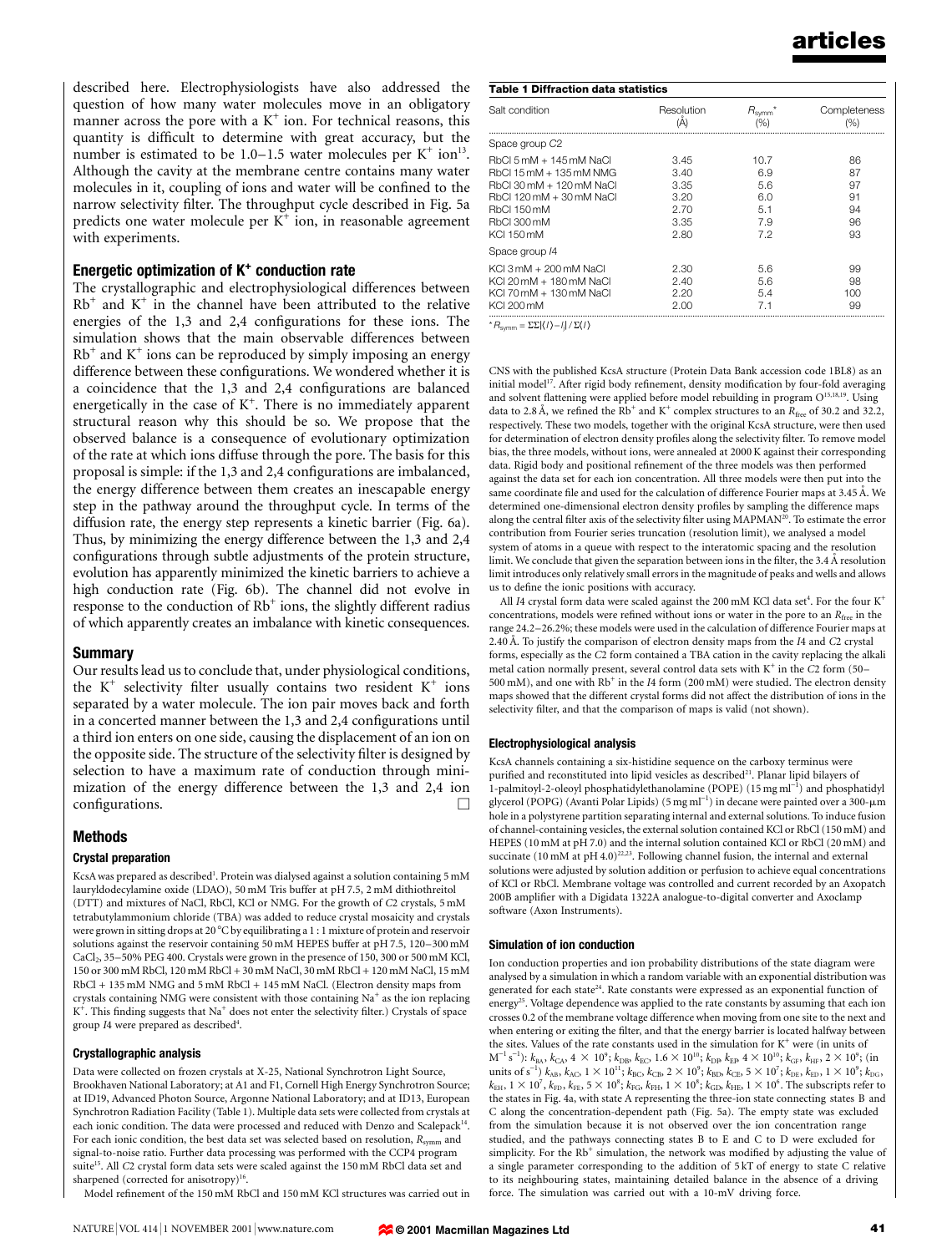described here. Electrophysiologists have also addressed the question of how many water molecules move in an obligatory manner across the pore with a $K^+$ ion. For technical reasons, this quantity is difficult to determine with great accuracy, but the number is estimated to be 1.0–1.5 water molecules per $K^+$ ion[13]. Although the cavity at the membrane centre contains many water molecules in it, coupling of ions and water will be confined to the narrow selectivity filter. The throughput cycle described in Fig. 5a predicts one water molecule per $K^+$ ion, in reasonable agreement with experiments.

### Energetic optimization of $K^+$ conduction rate

The crystallographic and electrophysiological differences between $Rb^+$ and $K^+$ in the channel have been attributed to the relative energies of the 1,3 and 2,4 configurations for these ions. The simulation shows that the main observable differences between $Rb^+$ and $K^+$ ions can be reproduced by simply imposing an energy difference between these configurations. We wondered whether it is a coincidence that the 1,3 and 2,4 configurations are balanced energetically in the case of $K^+$. There is no immediately apparent structural reason why this should be so. We propose that the observed balance is a consequence of evolutionary optimization of the rate at which ions diffuse through the pore. The basis for this proposal is simple: if the 1,3 and 2,4 configurations are imbalanced, the energy difference between them creates an inescapable energy step in the pathway around the throughput cycle. In terms of the diffusion rate, the energy step represents a kinetic barrier (Fig. 6a). Thus, by minimizing the energy difference between the 1,3 and 2,4 configurations through subtle adjustments of the protein structure, evolution has apparently minimized the kinetic barriers to achieve a high conduction rate (Fig. 6b). The channel did not evolve in response to the conduction of $Rb^+$ ions, the slightly different radius of which apparently creates an imbalance with kinetic consequences.

### Summary

Our results lead us to conclude that, under physiological conditions, the $K^+$ selectivity filter usually contains two resident $K^+$ ions separated by a water molecule. The ion pair moves back and forth in a concerted manner between the 1,3 and 2,4 configurations until a third ion enters on one side, causing the displacement of an ion on the opposite side. The structure of the selectivity filter is designed by selection to have a maximum rate of conduction through minimization of the energy difference between the 1,3 and 2,4 ion configurations. □

## Methods

#### Crystal preparation

KcsA was prepared as described[1]. Protein was dialysed against a solution containing 5 mM lauryldodecylamine oxide (LDAO), 50 mM Tris buffer at pH 7.5, 2 mM dithiothreitol (DTT) and mixtures of NaCl, RbCl, KCl or NMG. For the growth of C2 crystals, 5 mM tetrabutylammonium chloride (TBA) was added to reduce crystal mosaicity and crystals were grown in sitting drops at 20 °C by equilibrating a 1 : 1 mixture of protein and reservoir solutions against the reservoir containing 50 mM HEPES buffer at pH 7.5, 120–300 mM $CaCl_2$, 35–50% PEG 400. Crystals were grown in the presence of 150, 300 or 500 mM KCl, 150 or 300 mM RbCl, 120 mM RbCl + 30 mM NaCl, 30 mM RbCl + 120 mM NaCl, 15 mM RbCl + 135 mM NMG and 5 mM RbCl + 145 mM NaCl. (Electron density maps from crystals containing NMG were consistent with those containing $Na^+$ as the ion replacing $K^+$. This finding suggests that $Na^+$ does not enter the selectivity filter.) Crystals of space group I4 were prepared as described[4].

#### Crystallographic analysis

Data were collected on frozen crystals at X-25, National Synchrotron Light Source, Brookhaven National Laboratory; at A1 and F1, Cornell High Energy Synchrotron Source; at ID19, Advanced Photon Source, Argonne National Laboratory; and at ID13, European Synchrotron Radiation Facility (Table 1). Multiple data sets were collected from crystals at each ionic condition. The data were processed and reduced with Denzo and Scalepack[14]. For each ionic condition, the best data set was selected based on resolution, $R_{symm}$ and signal-to-noise ratio. Further data processing was performed with the CCP4 program suite[15]. All C2 crystal form data sets were scaled against the 150 mM RbCl data set and sharpened (corrected for anisotropy)[16].

Model refinement of the 150 mM RbCl and 150 mM KCl structures was carried out in CNS with the published KcsA structure (Protein Data Bank accession code 1BL8) as an initial model[17]. After rigid body refinement, density modification by four-fold averaging and solvent flattening were applied before model rebuilding in program O[15,18,19]. Using data to 2.8 Å, we refined the $Rb^+$ and $K^+$ complex structures to an $R_{free}$ of 30.2 and 32.2, respectively. These two models, together with the original KcsA structure, were then used for determination of electron density profiles along the selectivity filter. To remove model bias, the three models, without ions, were annealed at 2000 K against their corresponding data. Rigid body and positional refinement of the three models was then performed against the data set for each ion concentration. All three models were then put into the same coordinate file and used for the calculation of difference Fourier maps at 3.45 Å. We determined one-dimensional electron density profiles by sampling the difference maps along the central filter axis of the selectivity filter using MAPMAN[20]. To estimate the error contribution from Fourier series truncation (resolution limit), we analysed a model system of atoms in a queue with respect to the interatomic spacing and the resolution limit. We conclude that given the separation between ions in the filter, the 3.4 Å resolution limit introduces only relatively small errors in the magnitude of peaks and wells and allows us to define the ionic positions with accuracy.

All I4 crystal form data were scaled against the 200 mM KCl data set[4]. For the four $K^+$ concentrations, models were refined without ions or water in the pore to an $R_{free}$ in the range 24.2–26.2%; these models were used in the calculation of difference Fourier maps at 2.40 Å. To justify the comparison of electron density maps from the I4 and C2 crystal forms, especially as the C2 form contained a TBA cation in the cavity replacing the alkali metal cation normally present, several control data sets with $K^+$ in the C2 form (50–500 mM), and one with $Rb^+$ in the I4 form (200 mM) were studied. The electron density maps showed that the different crystal forms did not affect the distribution of ions in the selectivity filter, and that the comparison of maps is valid (not shown).

**Table 1 Diffraction data statistics**

| Salt condition | Resolution (Å) | $R_{symm}$* (%) | Completeness (%) |
|---|---|---|---|
| Space group C2 | | | |
| RbCl 5 mM + 145 mM NaCl | 3.45 | 10.7 | 86 |
| RbCl 15 mM + 135 mM NMG | 3.40 | 6.9 | 87 |
| RbCl 30 mM + 120 mM NaCl | 3.35 | 5.6 | 97 |
| RbCl 120 mM + 30 mM NaCl | 3.20 | 6.0 | 91 |
| RbCl 150 mM | 2.70 | 5.1 | 94 |
| RbCl 300 mM | 3.35 | 7.9 | 96 |
| KCl 150 mM | 2.80 | 7.2 | 93 |
| Space group I4 | | | |
| KCl 3 mM + 200 mM NaCl | 2.30 | 5.6 | 99 |
| KCl 20 mM + 180 mM NaCl | 2.40 | 5.6 | 98 |
| KCl 70 mM + 130 mM NaCl | 2.20 | 5.4 | 100 |
| KCl 200 mM | 2.00 | 7.1 | 99 |

* $R_{symm} = \Sigma\Sigma|\langle I\rangle - I| / \Sigma\langle I\rangle$

#### Electrophysiological analysis

KcsA channels containing a six-histidine sequence on the carboxy terminus were purified and reconstituted into lipid vesicles as described[21]. Planar lipid bilayers of 1-palmitoyl-2-oleoyl phosphatidylethanolamine (POPE) (15 mg $ml^{-1}$) and phosphatidyl glycerol (POPG) (Avanti Polar Lipids) (5 mg $ml^{-1}$) in decane were painted over a 300-μm hole in a polystyrene partition separating internal and external solutions. To induce fusion of channel-containing vesicles, the external solution contained KCl or RbCl (150 mM) and HEPES (10 mM at pH 7.0) and the internal solution contained KCl or RbCl (20 mM) and succinate (10 mM at pH 4.0)[22,23]. Following channel fusion, the internal and external solutions were adjusted by solution addition or perfusion to achieve equal concentrations of KCl or RbCl. Membrane voltage was controlled and current recorded by an Axopatch 200B amplifier with a Digidata 1322A analogue-to-digital converter and Axoclamp software (Axon Instruments).

#### Simulation of ion conduction

Ion conduction properties and ion probability distributions of the state diagram were analysed by a simulation in which a random variable with an exponential distribution was generated for each state[24]. Rate constants were expressed as an exponential function of energy[25]. Voltage dependence was applied to the rate constants by assuming that each ion crosses 0.2 of the membrane voltage difference when moving from one site to the next and when entering or exiting the filter, and that the energy barrier is located halfway between the sites. Values of the rate constants used in the simulation for $K^+$ were (in units of $M^{-1}s^{-1}$): $k_{BA}$, $k_{CA}$, $4 \times 10^9$; $k_{DB}$, $k_{EC}$, $1.6 \times 10^{10}$; $k_{DF}$, $k_{EF}$, $4 \times 10^{10}$; $k_{GF}$, $k_{HF}$, $2 \times 10^9$; (in units of $s^{-1}$) $k_{AB}$, $k_{AC}$, $1 \times 10^{11}$; $k_{BC}$, $k_{CB}$, $2 \times 10^9$; $k_{BD}$, $k_{CE}$, $5 \times 10^7$; $k_{DE}$, $k_{ED}$, $1 \times 10^9$; $k_{DG}$, $k_{EH}$, $1 \times 10^7$, $k_{FD}$, $k_{FE}$, $5 \times 10^8$; $k_{FG}$, $k_{FH}$, $1 \times 10^8$; $k_{GD}$, $k_{HE}$, $1 \times 10^6$. The subscripts refer to the states in Fig. 4a, with state A representing the three-ion state connecting states B and C along the concentration-dependent path (Fig. 5a). The empty state was excluded from the simulation because it is not observed over the ion concentration range studied, and the pathways connecting states B to E and C to D were excluded for simplicity. For the $Rb^+$ simulation, the network was modified by adjusting the value of a single parameter corresponding to the addition of 5 kT of energy to state C relative to its neighbouring states, maintaining detailed balance in the absence of a driving force. The simulation was carried out with a 10-mV driving force.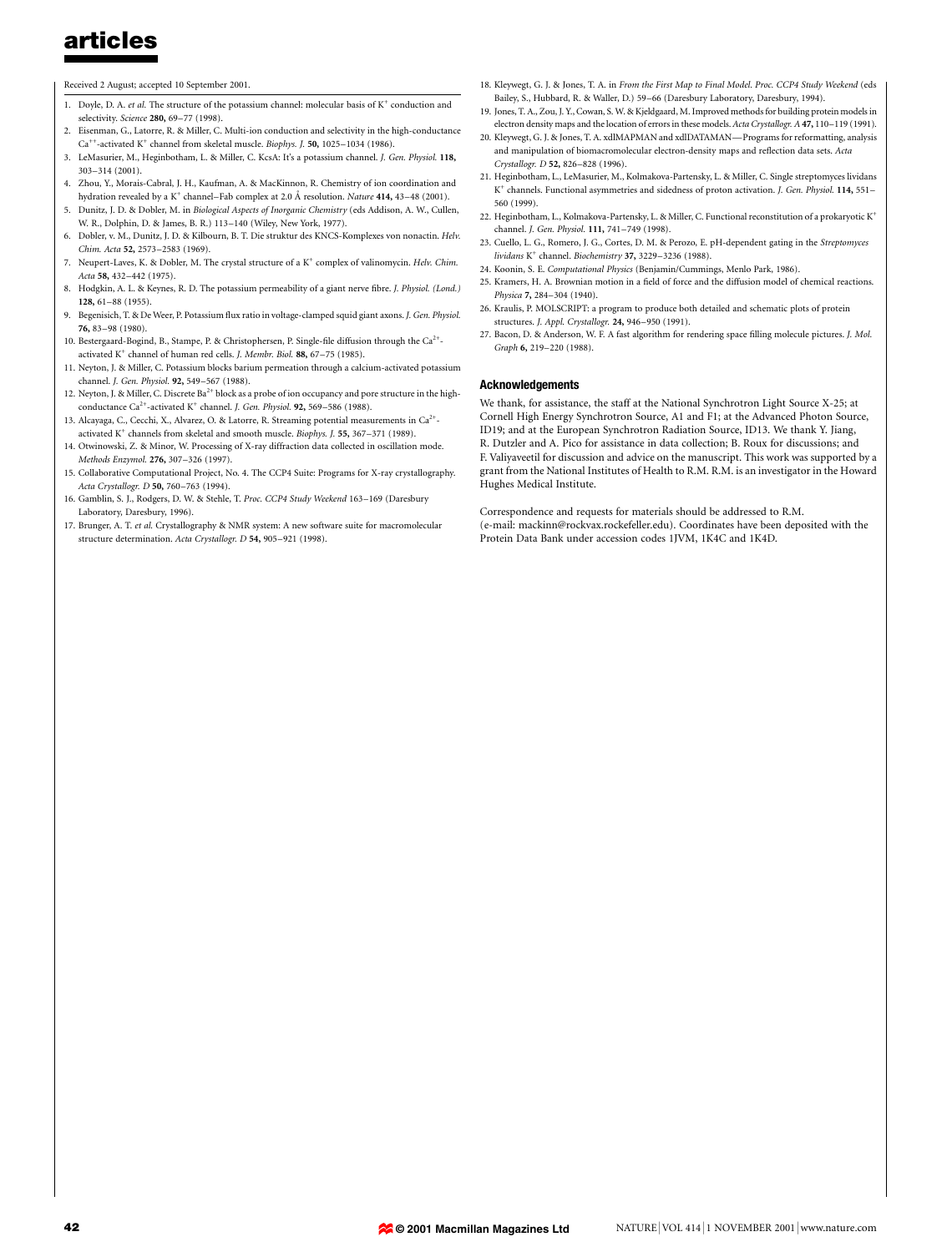Received 2 August; accepted 10 September 2001.

1. Doyle, D. A. *et al.* The structure of the potassium channel: molecular basis of $K^+$ conduction and selectivity. *Science* **280,** 69–77 (1998).
2. Eisenman, G., Latorre, R. & Miller, C. Multi-ion conduction and selectivity in the high-conductance $Ca^{++}$-activated $K^+$ channel from skeletal muscle. *Biophys. J.* **50,** 1025–1034 (1986).
3. LeMasurier, M., Heginbotham, L. & Miller, C. KcsA: It's a potassium channel. *J. Gen. Physiol.* **118,** 303–314 (2001).
4. Zhou, Y., Morais-Cabral, J. H., Kaufman, A. & MacKinnon, R. Chemistry of ion coordination and hydration revealed by a $K^+$ channel–Fab complex at 2.0 Å resolution. *Nature* **414,** 43–48 (2001).
5. Dunitz, J. D. & Dobler, M. in *Biological Aspects of Inorganic Chemistry* (eds Addison, A. W., Cullen, W. R., Dolphin, D. & James, B. R.) 113–140 (Wiley, New York, 1977).
6. Dobler, v. M., Dunitz, J. D. & Kilbourn, B. T. Die struktur des KNCS-Komplexes von nonactin. *Helv. Chim. Acta* **52,** 2573–2583 (1969).
7. Neupert-Laves, K. & Dobler, M. The crystal structure of a $K^+$ complex of valinomycin. *Helv. Chim. Acta* **58,** 432–442 (1975).
8. Hodgkin, A. L. & Keynes, R. D. The potassium permeability of a giant nerve fibre. *J. Physiol. (Lond.)* **128,** 61–88 (1955).
9. Begenisich, T. & De Weer, P. Potassium flux ratio in voltage-clamped squid giant axons. *J. Gen. Physiol.* **76,** 83–98 (1980).
10. Bestergaard-Bogind, B., Stampe, P. & Christophersen, P. Single-file diffusion through the $Ca^{2+}$-activated $K^+$ channel of human red cells. *J. Membr. Biol.* **88,** 67–75 (1985).
11. Neyton, J. & Miller, C. Potassium blocks barium permeation through a calcium-activated potassium channel. *J. Gen. Physiol.* **92,** 549–567 (1988).
12. Neyton, J. & Miller, C. Discrete $Ba^{2+}$ block as a probe of ion occupancy and pore structure in the high-conductance $Ca^{2+}$-activated $K^+$ channel. *J. Gen. Physiol.* **92,** 569–586 (1988).
13. Alcayaga, C., Cecchi, X., Alvarez, O. & Latorre, R. Streaming potential measurements in $Ca^{2+}$-activated $K^+$ channels from skeletal and smooth muscle. *Biophys. J.* **55,** 367–371 (1989).
14. Otwinowski, Z. & Minor, W. Processing of X-ray diffraction data collected in oscillation mode. *Methods Enzymol.* **276,** 307–326 (1997).
15. Collaborative Computational Project, No. 4. The CCP4 Suite: Programs for X-ray crystallography. *Acta Crystallogr. D* **50,** 760–763 (1994).
16. Gamblin, S. J., Rodgers, D. W. & Stehle, T. *Proc. CCP4 Study Weekend* 163–169 (Daresbury Laboratory, Daresbury, 1996).
17. Brunger, A. T. *et al.* Crystallography & NMR system: A new software suite for macromolecular structure determination. *Acta Crystallogr. D* **54,** 905–921 (1998).
18. Kleywegt, G. J. & Jones, T. A. in *From the First Map to Final Model. Proc. CCP4 Study Weekend* (eds Bailey, S., Hubbard, R. & Waller, D.) 59–66 (Daresbury Laboratory, Daresbury, 1994).
19. Jones, T. A., Zou, J. Y., Cowan, S. W. & Kjeldgaard, M. Improved methods for building protein models in electron density maps and the location of errors in these models. *Acta Crystallogr. A* **47,** 110–119 (1991).
20. Kleywegt, G. J. & Jones, T. A. xdlMAPMAN and xdlDATAMAN—Programs for reformatting, analysis and manipulation of biomacromolecular electron-density maps and reflection data sets. *Acta Crystallogr. D* **52,** 826–828 (1996).
21. Heginbotham, L., LeMasurier, M., Kolmakova-Partensky, L. & Miller, C. Single streptomyces lividans $K^+$ channels. Functional asymmetries and sidedness of proton activation. *J. Gen. Physiol.* **114,** 551–560 (1999).
22. Heginbotham, L., Kolmakova-Partensky, L. & Miller, C. Functional reconstitution of a prokaryotic $K^+$ channel. *J. Gen. Physiol.* **111,** 741–749 (1998).
23. Cuello, L. G., Romero, J. G., Cortes, D. M. & Perozo, E. pH-dependent gating in the *Streptomyces lividans* $K^+$ channel. *Biochemistry* **37,** 3229–3236 (1988).
24. Koonin, S. E. *Computational Physics* (Benjamin/Cummings, Menlo Park, 1986).
25. Kramers, H. A. Brownian motion in a field of force and the diffusion model of chemical reactions. *Physica* **7,** 284–304 (1940).
26. Kraulis, P. MOLSCRIPT: a program to produce both detailed and schematic plots of protein structures. *J. Appl. Crystallogr.* **24,** 946–950 (1991).
27. Bacon, D. & Anderson, W. F. A fast algorithm for rendering space filling molecule pictures. *J. Mol. Graph* **6,** 219–220 (1988).

### Acknowledgements

We thank, for assistance, the staff at the National Synchrotron Light Source X-25; at Cornell High Energy Synchrotron Source, A1 and F1; at the Advanced Photon Source, ID19; and at the European Synchrotron Radiation Source, ID13. We thank Y. Jiang, R. Dutzler and A. Pico for assistance in data collection; B. Roux for discussions; and F. Valiyaveetil for discussion and advice on the manuscript. This work was supported by a grant from the National Institutes of Health to R.M. R.M. is an investigator in the Howard Hughes Medical Institute.

Correspondence and requests for materials should be addressed to R.M. (e-mail: mackinn@rockvax.rockefeller.edu). Coordinates have been deposited with the Protein Data Bank under accession codes 1JVM, 1K4C and 1K4D.